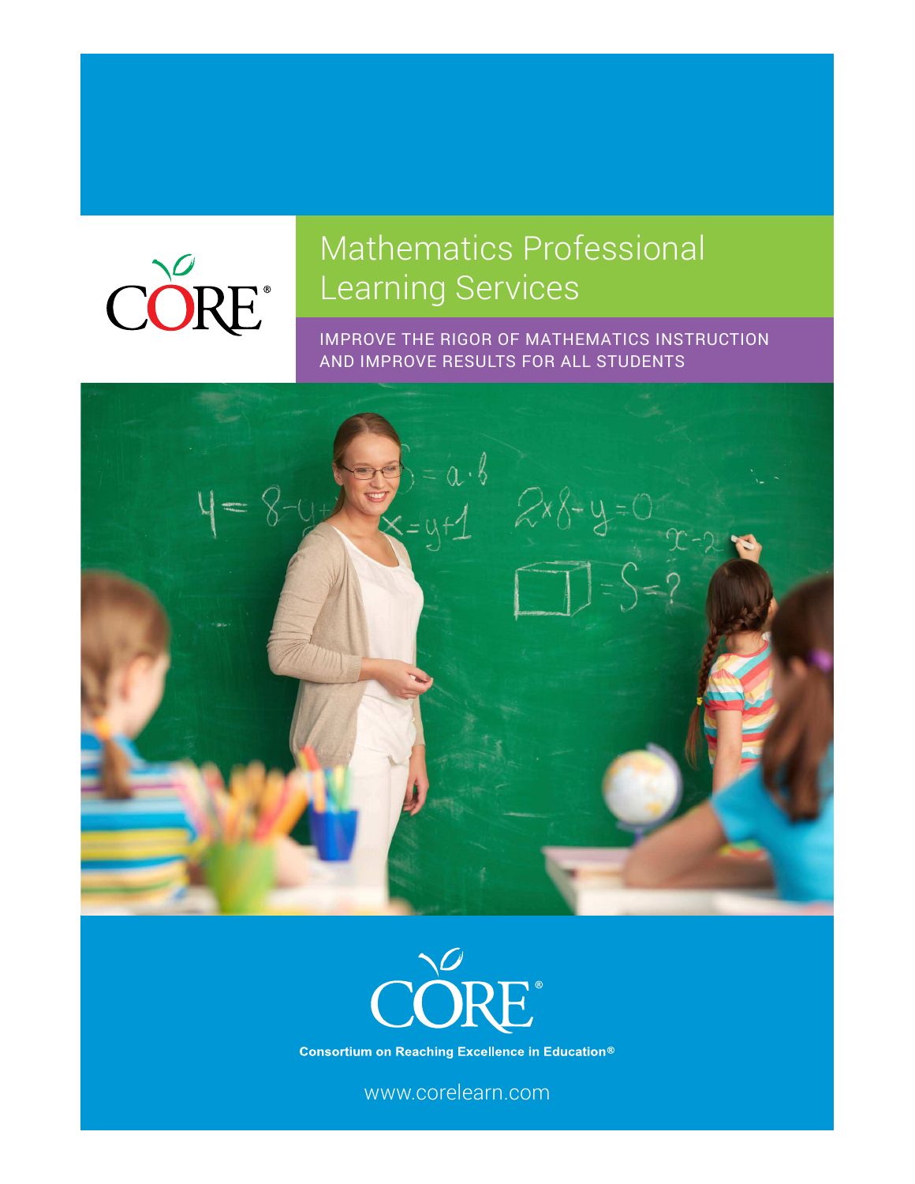CORE®

# Mathematics Professional Learning Services

## IMPROVE THE RIGOR OF MATHEMATICS INSTRUCTION AND IMPROVE RESULTS FOR ALL STUDENTS

CORE®

**Consortium on Reaching Excellence in Education®**

www.corelearn.com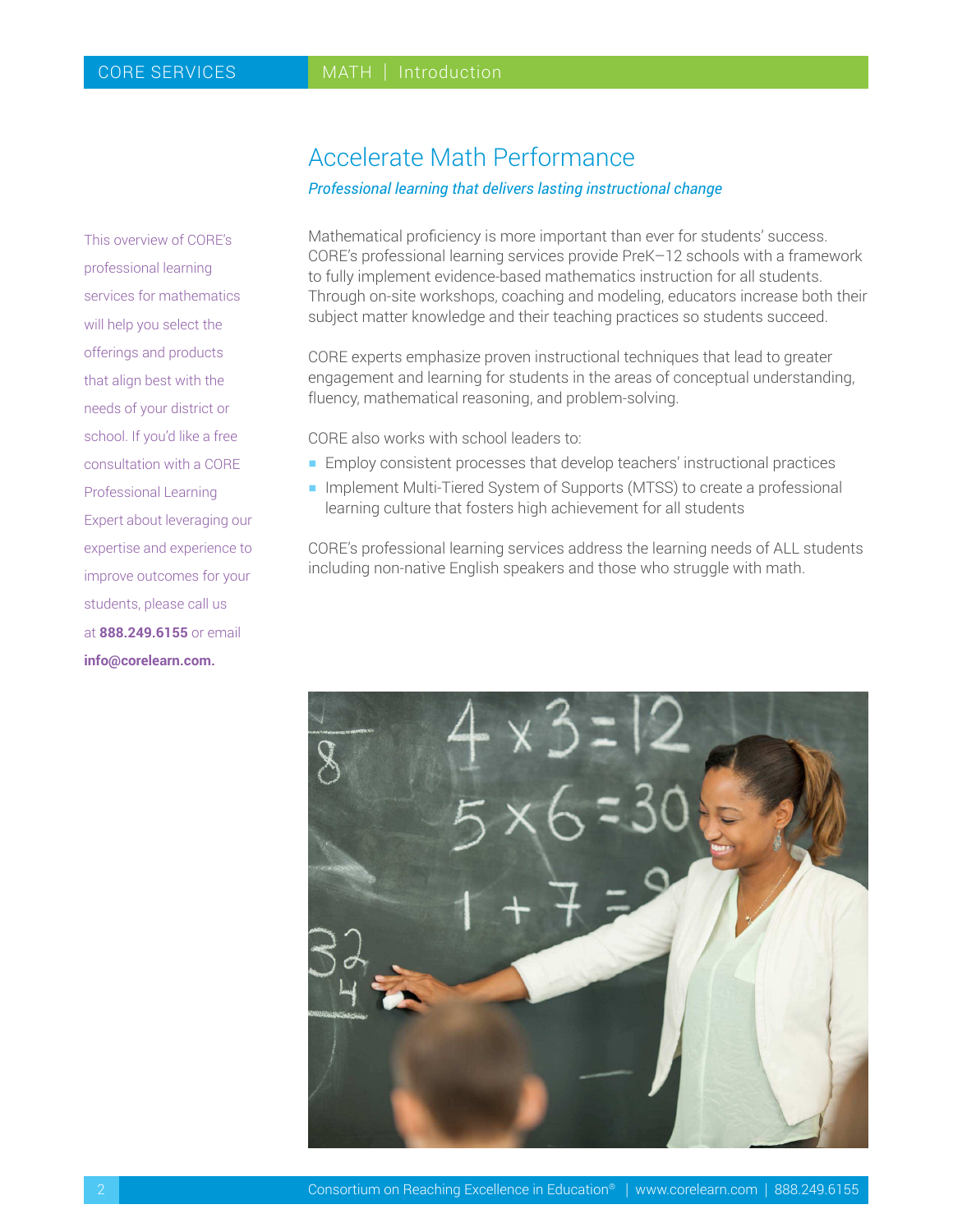# Accelerate Math Performance

*Professional learning that delivers lasting instructional change*

This overview of CORE's professional learning services for mathematics will help you select the offerings and products that align best with the needs of your district or school. If you'd like a free consultation with a CORE Professional Learning Expert about leveraging our expertise and experience to improve outcomes for your students, please call us at **888.249.6155** or email **info@corelearn.com.**

Mathematical proficiency is more important than ever for students' success. CORE's professional learning services provide PreK–12 schools with a framework to fully implement evidence-based mathematics instruction for all students. Through on-site workshops, coaching and modeling, educators increase both their subject matter knowledge and their teaching practices so students succeed.

CORE experts emphasize proven instructional techniques that lead to greater engagement and learning for students in the areas of conceptual understanding, fluency, mathematical reasoning, and problem-solving.

CORE also works with school leaders to:

- Employ consistent processes that develop teachers' instructional practices
- Implement Multi-Tiered System of Supports (MTSS) to create a professional learning culture that fosters high achievement for all students

CORE's professional learning services address the learning needs of ALL students including non-native English speakers and those who struggle with math.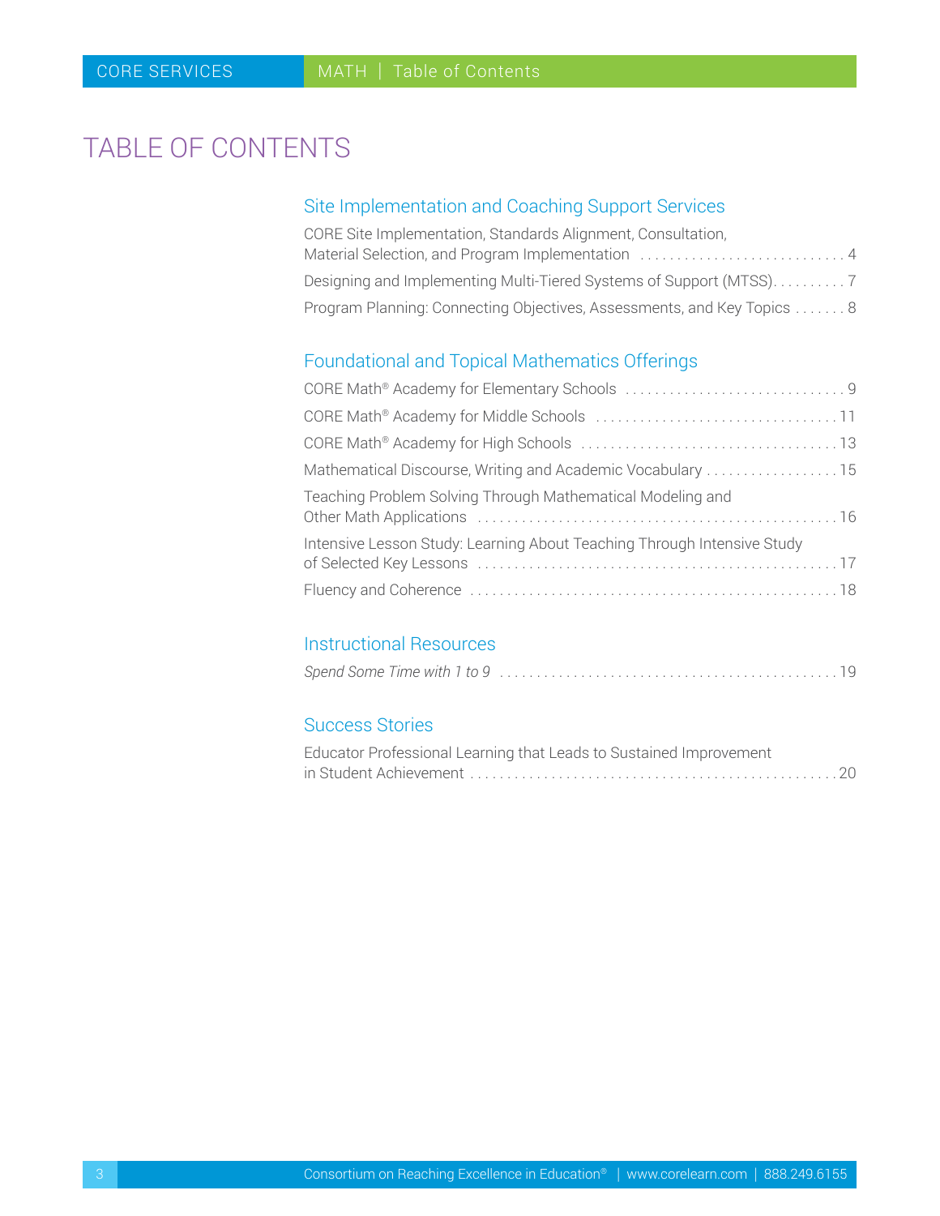# TABLE OF CONTENTS

## Site Implementation and Coaching Support Services

CORE Site Implementation, Standards Alignment, Consultation, Material Selection, and Program Implementation . . . . . . . . . . . . . . . . . . . . . . . . . . . . 4

Designing and Implementing Multi-Tiered Systems of Support (MTSS). . . . . . . . . . 7

Program Planning: Connecting Objectives, Assessments, and Key Topics . . . . . . . 8

## Foundational and Topical Mathematics Offerings

CORE Math® Academy for Elementary Schools . . . . . . . . . . . . . . . . . . . . . . . . . . . . . . 9

CORE Math® Academy for Middle Schools . . . . . . . . . . . . . . . . . . . . . . . . . . . . . . . . 11

CORE Math® Academy for High Schools . . . . . . . . . . . . . . . . . . . . . . . . . . . . . . . . . . 13

Mathematical Discourse, Writing and Academic Vocabulary . . . . . . . . . . . . . . . . . . 15

Teaching Problem Solving Through Mathematical Modeling and Other Math Applications . . . . . . . . . . . . . . . . . . . . . . . . . . . . . . . . . . . . . . . . . . . . . . . . 16

Intensive Lesson Study: Learning About Teaching Through Intensive Study of Selected Key Lessons . . . . . . . . . . . . . . . . . . . . . . . . . . . . . . . . . . . . . . . . . . . . . . . 17

Fluency and Coherence . . . . . . . . . . . . . . . . . . . . . . . . . . . . . . . . . . . . . . . . . . . . . . . . . 18

## Instructional Resources

*Spend Some Time with 1 to 9* . . . . . . . . . . . . . . . . . . . . . . . . . . . . . . . . . . . . . . . . . . . . . 19

## Success Stories

Educator Professional Learning that Leads to Sustained Improvement in Student Achievement . . . . . . . . . . . . . . . . . . . . . . . . . . . . . . . . . . . . . . . . . . . . . . . . 20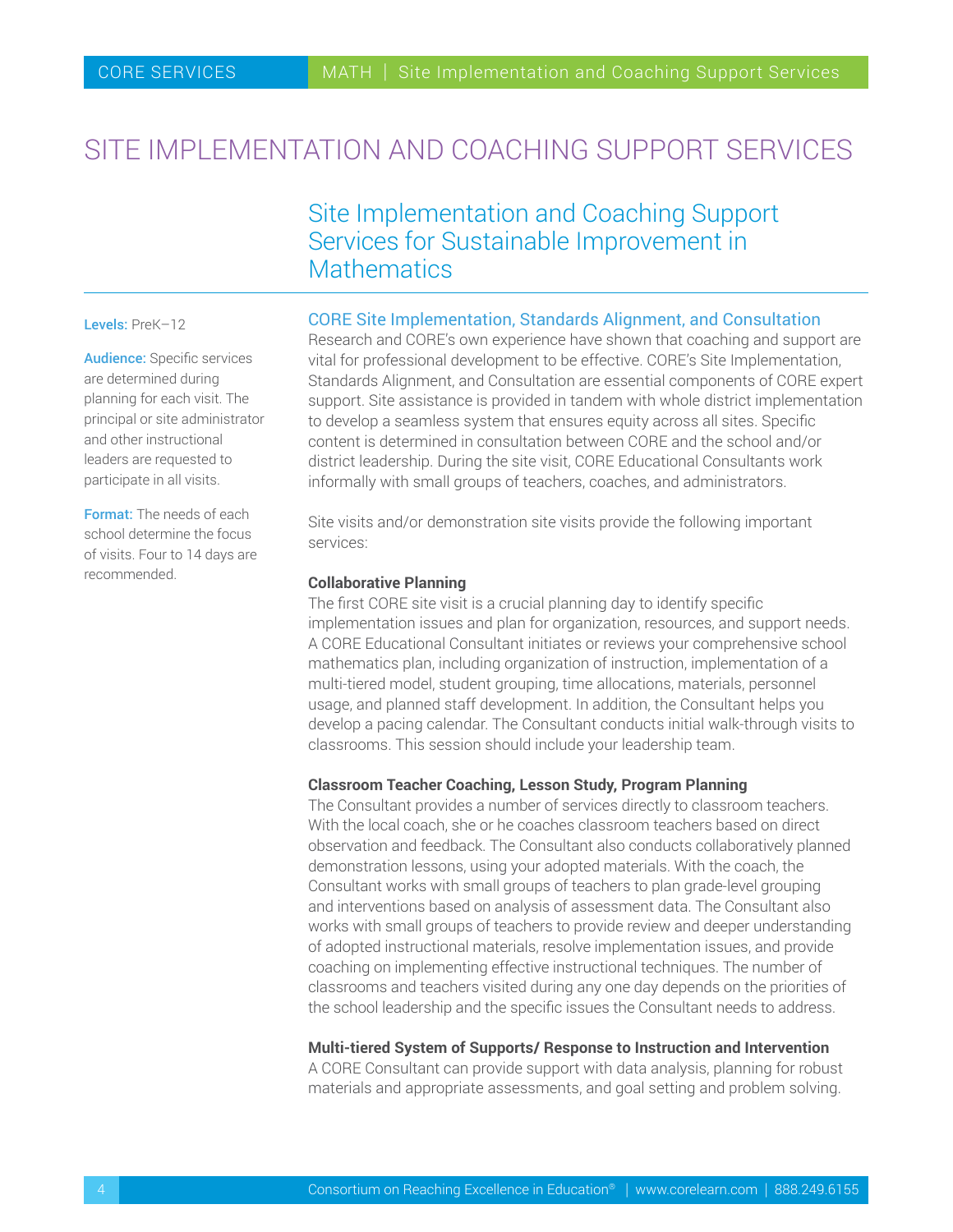# SITE IMPLEMENTATION AND COACHING SUPPORT SERVICES

## Site Implementation and Coaching Support Services for Sustainable Improvement in Mathematics

**Levels:** PreK–12

**Audience:** Specific services are determined during planning for each visit. The principal or site administrator and other instructional leaders are requested to participate in all visits.

**Format:** The needs of each school determine the focus of visits. Four to 14 days are recommended.

### CORE Site Implementation, Standards Alignment, and Consultation

Research and CORE's own experience have shown that coaching and support are vital for professional development to be effective. CORE's Site Implementation, Standards Alignment, and Consultation are essential components of CORE expert support. Site assistance is provided in tandem with whole district implementation to develop a seamless system that ensures equity across all sites. Specific content is determined in consultation between CORE and the school and/or district leadership. During the site visit, CORE Educational Consultants work informally with small groups of teachers, coaches, and administrators.

Site visits and/or demonstration site visits provide the following important services:

**Collaborative Planning**

The first CORE site visit is a crucial planning day to identify specific implementation issues and plan for organization, resources, and support needs. A CORE Educational Consultant initiates or reviews your comprehensive school mathematics plan, including organization of instruction, implementation of a multi-tiered model, student grouping, time allocations, materials, personnel usage, and planned staff development. In addition, the Consultant helps you develop a pacing calendar. The Consultant conducts initial walk-through visits to classrooms. This session should include your leadership team.

**Classroom Teacher Coaching, Lesson Study, Program Planning**

The Consultant provides a number of services directly to classroom teachers. With the local coach, she or he coaches classroom teachers based on direct observation and feedback. The Consultant also conducts collaboratively planned demonstration lessons, using your adopted materials. With the coach, the Consultant works with small groups of teachers to plan grade-level grouping and interventions based on analysis of assessment data. The Consultant also works with small groups of teachers to provide review and deeper understanding of adopted instructional materials, resolve implementation issues, and provide coaching on implementing effective instructional techniques. The number of classrooms and teachers visited during any one day depends on the priorities of the school leadership and the specific issues the Consultant needs to address.

**Multi-tiered System of Supports/ Response to Instruction and Intervention**

A CORE Consultant can provide support with data analysis, planning for robust materials and appropriate assessments, and goal setting and problem solving.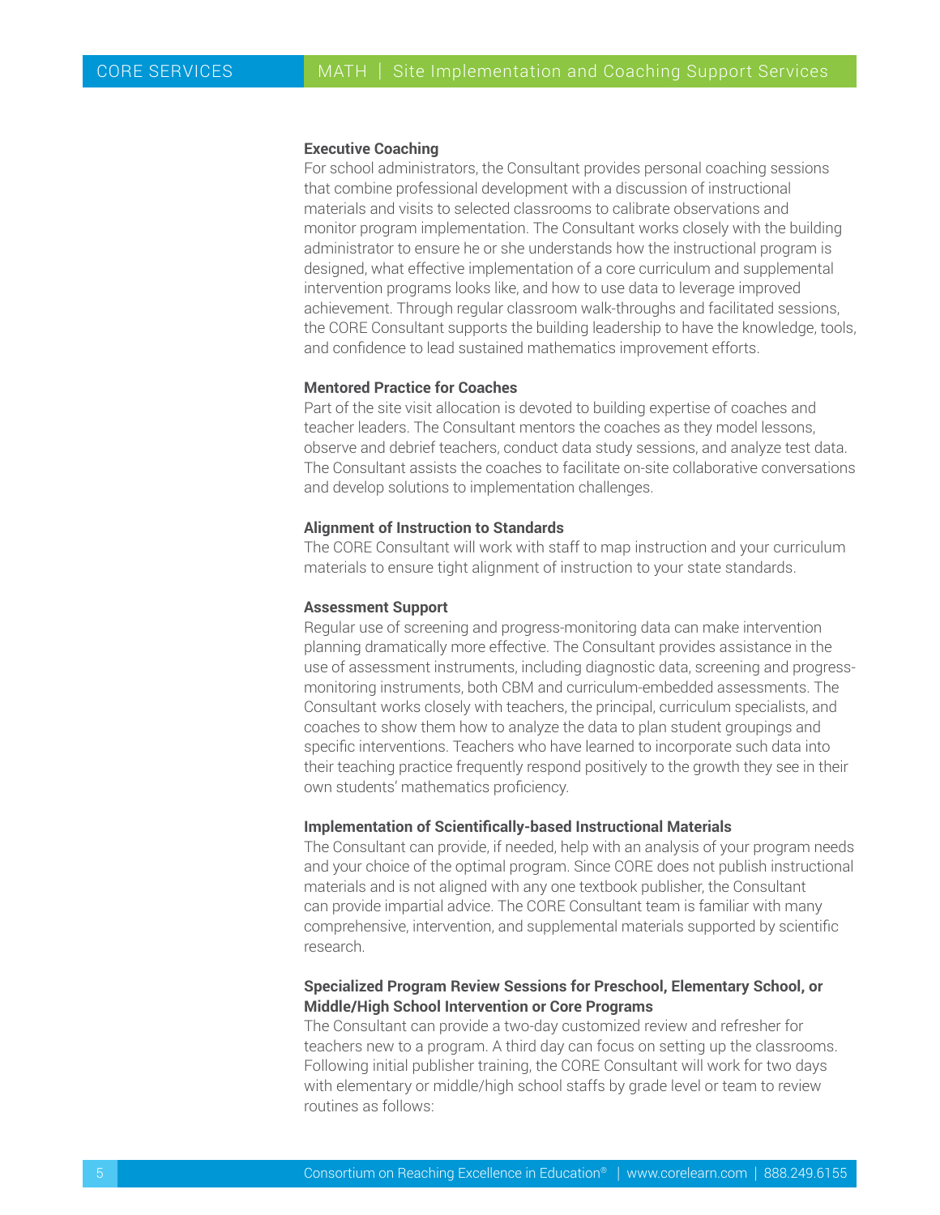### Executive Coaching

For school administrators, the Consultant provides personal coaching sessions that combine professional development with a discussion of instructional materials and visits to selected classrooms to calibrate observations and monitor program implementation. The Consultant works closely with the building administrator to ensure he or she understands how the instructional program is designed, what effective implementation of a core curriculum and supplemental intervention programs looks like, and how to use data to leverage improved achievement. Through regular classroom walk-throughs and facilitated sessions, the CORE Consultant supports the building leadership to have the knowledge, tools, and confidence to lead sustained mathematics improvement efforts.

### Mentored Practice for Coaches

Part of the site visit allocation is devoted to building expertise of coaches and teacher leaders. The Consultant mentors the coaches as they model lessons, observe and debrief teachers, conduct data study sessions, and analyze test data. The Consultant assists the coaches to facilitate on-site collaborative conversations and develop solutions to implementation challenges.

### Alignment of Instruction to Standards

The CORE Consultant will work with staff to map instruction and your curriculum materials to ensure tight alignment of instruction to your state standards.

### Assessment Support

Regular use of screening and progress-monitoring data can make intervention planning dramatically more effective. The Consultant provides assistance in the use of assessment instruments, including diagnostic data, screening and progress-monitoring instruments, both CBM and curriculum-embedded assessments. The Consultant works closely with teachers, the principal, curriculum specialists, and coaches to show them how to analyze the data to plan student groupings and specific interventions. Teachers who have learned to incorporate such data into their teaching practice frequently respond positively to the growth they see in their own students' mathematics proficiency.

### Implementation of Scientifically-based Instructional Materials

The Consultant can provide, if needed, help with an analysis of your program needs and your choice of the optimal program. Since CORE does not publish instructional materials and is not aligned with any one textbook publisher, the Consultant can provide impartial advice. The CORE Consultant team is familiar with many comprehensive, intervention, and supplemental materials supported by scientific research.

### Specialized Program Review Sessions for Preschool, Elementary School, or Middle/High School Intervention or Core Programs

The Consultant can provide a two-day customized review and refresher for teachers new to a program. A third day can focus on setting up the classrooms. Following initial publisher training, the CORE Consultant will work for two days with elementary or middle/high school staffs by grade level or team to review routines as follows: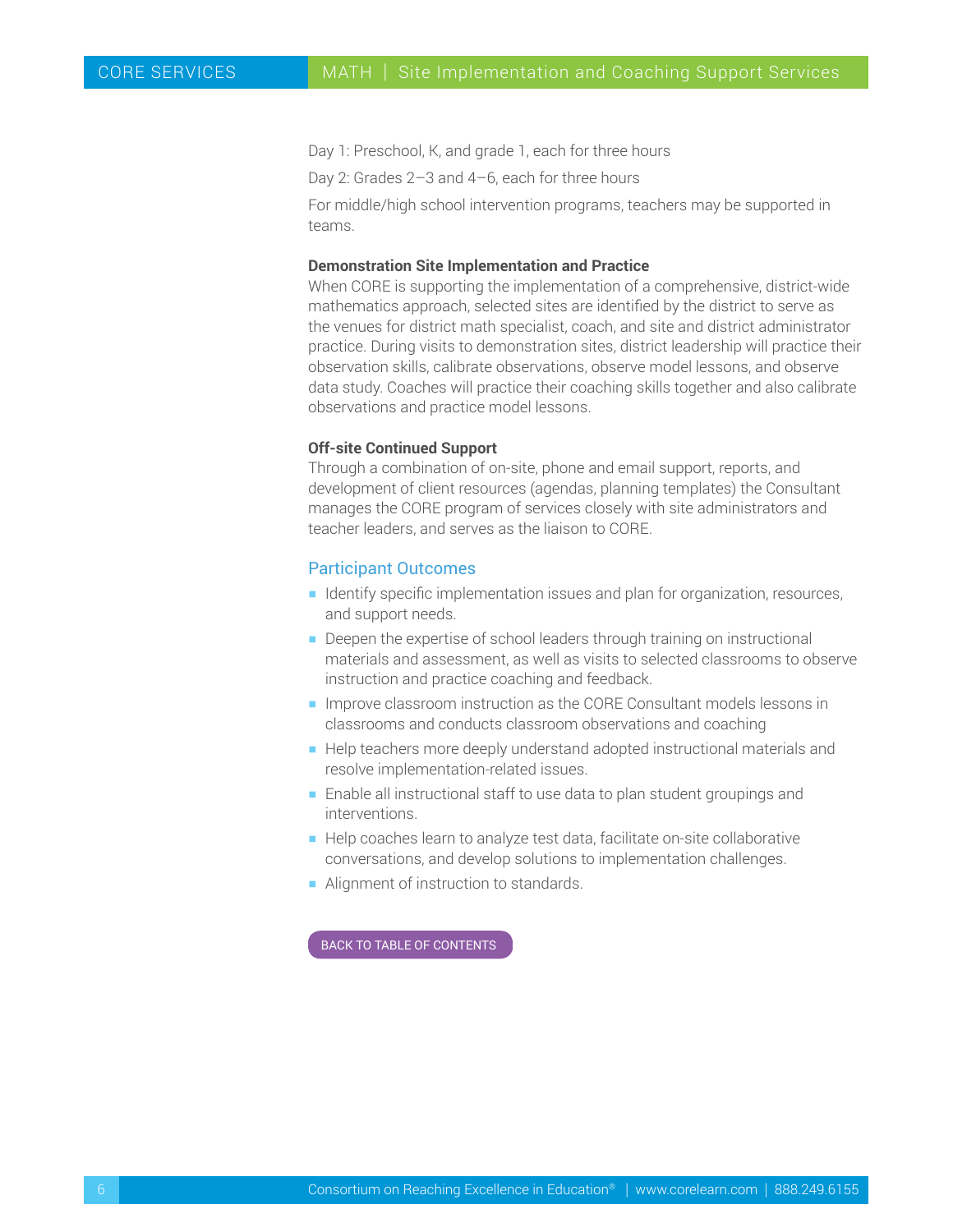Day 1: Preschool, K, and grade 1, each for three hours

Day 2: Grades 2–3 and 4–6, each for three hours

For middle/high school intervention programs, teachers may be supported in teams.

**Demonstration Site Implementation and Practice**

When CORE is supporting the implementation of a comprehensive, district-wide mathematics approach, selected sites are identified by the district to serve as the venues for district math specialist, coach, and site and district administrator practice. During visits to demonstration sites, district leadership will practice their observation skills, calibrate observations, observe model lessons, and observe data study. Coaches will practice their coaching skills together and also calibrate observations and practice model lessons.

**Off-site Continued Support**

Through a combination of on-site, phone and email support, reports, and development of client resources (agendas, planning templates) the Consultant manages the CORE program of services closely with site administrators and teacher leaders, and serves as the liaison to CORE.

## Participant Outcomes

- Identify specific implementation issues and plan for organization, resources, and support needs.
- Deepen the expertise of school leaders through training on instructional materials and assessment, as well as visits to selected classrooms to observe instruction and practice coaching and feedback.
- Improve classroom instruction as the CORE Consultant models lessons in classrooms and conducts classroom observations and coaching
- Help teachers more deeply understand adopted instructional materials and resolve implementation-related issues.
- Enable all instructional staff to use data to plan student groupings and interventions.
- Help coaches learn to analyze test data, facilitate on-site collaborative conversations, and develop solutions to implementation challenges.
- Alignment of instruction to standards.

BACK TO TABLE OF CONTENTS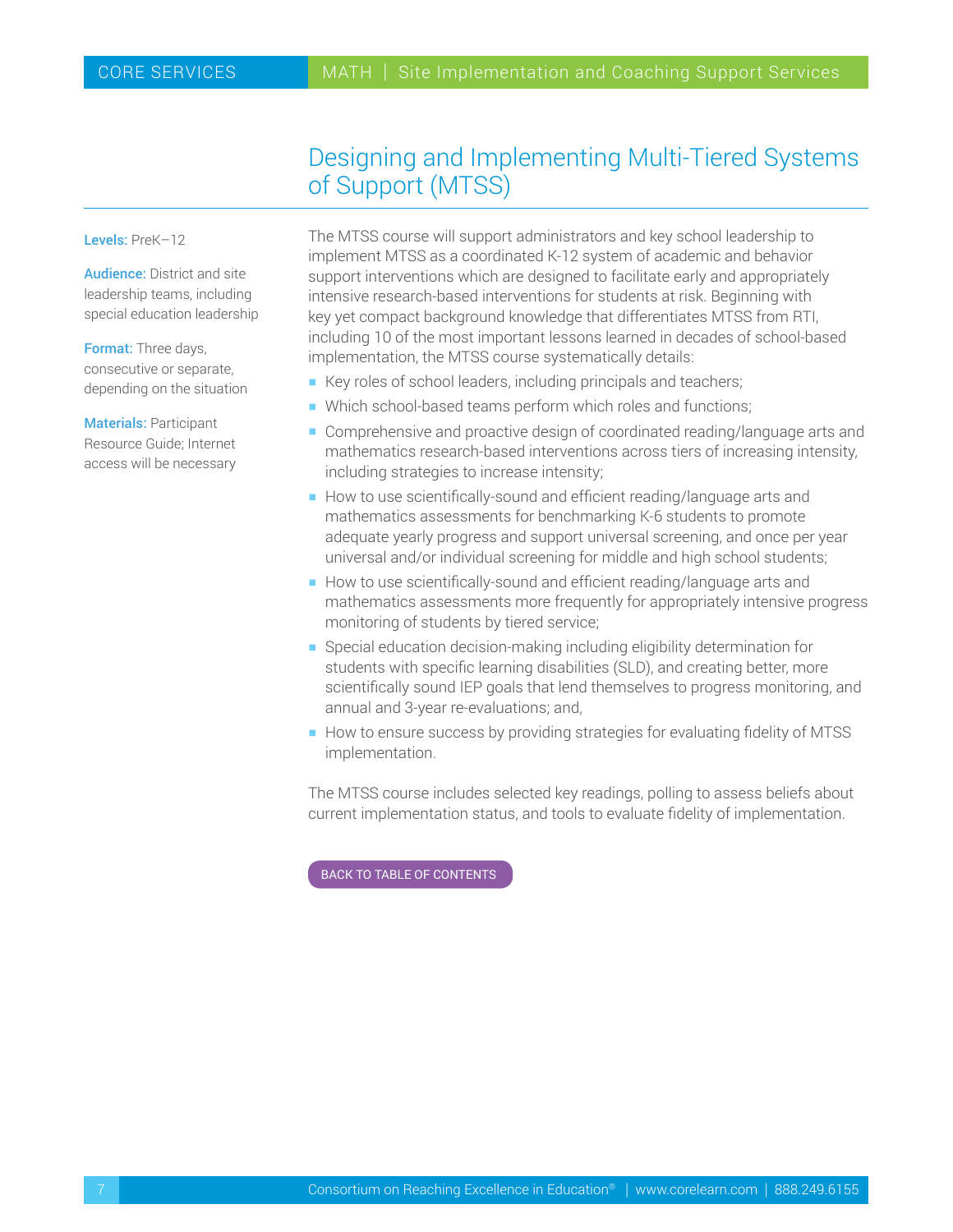# Designing and Implementing Multi-Tiered Systems of Support (MTSS)

**Levels:** PreK–12

**Audience:** District and site leadership teams, including special education leadership

**Format:** Three days, consecutive or separate, depending on the situation

**Materials:** Participant Resource Guide; Internet access will be necessary

The MTSS course will support administrators and key school leadership to implement MTSS as a coordinated K-12 system of academic and behavior support interventions which are designed to facilitate early and appropriately intensive research-based interventions for students at risk. Beginning with key yet compact background knowledge that differentiates MTSS from RTI, including 10 of the most important lessons learned in decades of school-based implementation, the MTSS course systematically details:

- Key roles of school leaders, including principals and teachers;
- Which school-based teams perform which roles and functions;
- Comprehensive and proactive design of coordinated reading/language arts and mathematics research-based interventions across tiers of increasing intensity, including strategies to increase intensity;
- How to use scientifically-sound and efficient reading/language arts and mathematics assessments for benchmarking K-6 students to promote adequate yearly progress and support universal screening, and once per year universal and/or individual screening for middle and high school students;
- How to use scientifically-sound and efficient reading/language arts and mathematics assessments more frequently for appropriately intensive progress monitoring of students by tiered service;
- Special education decision-making including eligibility determination for students with specific learning disabilities (SLD), and creating better, more scientifically sound IEP goals that lend themselves to progress monitoring, and annual and 3-year re-evaluations; and,
- How to ensure success by providing strategies for evaluating fidelity of MTSS implementation.

The MTSS course includes selected key readings, polling to assess beliefs about current implementation status, and tools to evaluate fidelity of implementation.

BACK TO TABLE OF CONTENTS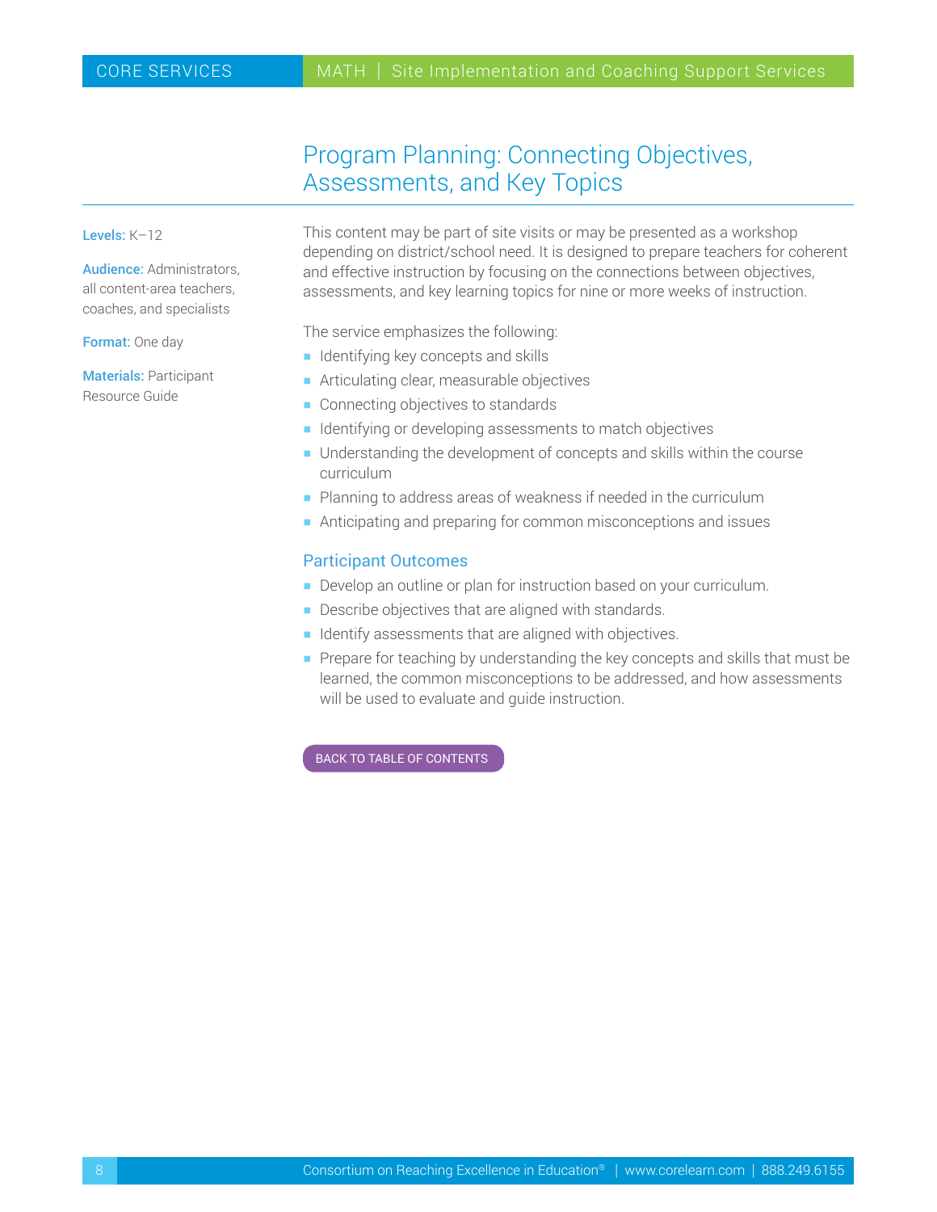# Program Planning: Connecting Objectives, Assessments, and Key Topics

**Levels:** K–12

**Audience:** Administrators, all content-area teachers, coaches, and specialists

**Format:** One day

**Materials:** Participant Resource Guide

This content may be part of site visits or may be presented as a workshop depending on district/school need. It is designed to prepare teachers for coherent and effective instruction by focusing on the connections between objectives, assessments, and key learning topics for nine or more weeks of instruction.

The service emphasizes the following:

- Identifying key concepts and skills
- Articulating clear, measurable objectives
- Connecting objectives to standards
- Identifying or developing assessments to match objectives
- Understanding the development of concepts and skills within the course curriculum
- Planning to address areas of weakness if needed in the curriculum
- Anticipating and preparing for common misconceptions and issues

## Participant Outcomes

- Develop an outline or plan for instruction based on your curriculum.
- Describe objectives that are aligned with standards.
- Identify assessments that are aligned with objectives.
- Prepare for teaching by understanding the key concepts and skills that must be learned, the common misconceptions to be addressed, and how assessments will be used to evaluate and guide instruction.

BACK TO TABLE OF CONTENTS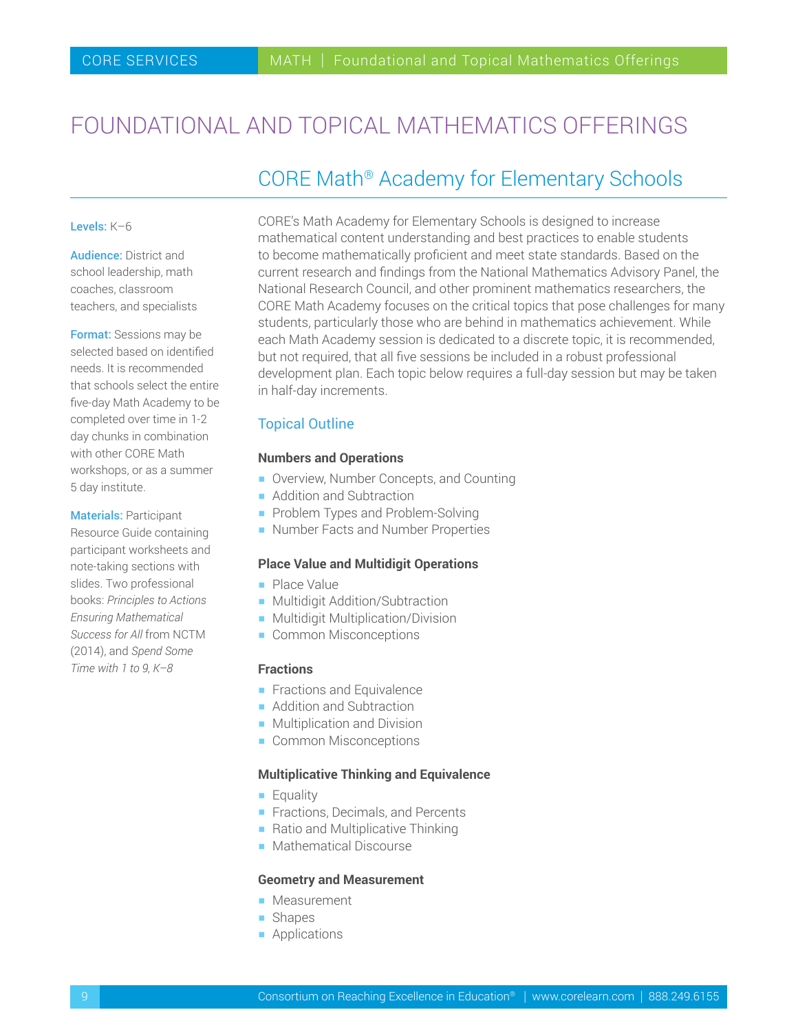# FOUNDATIONAL AND TOPICAL MATHEMATICS OFFERINGS

## CORE Math® Academy for Elementary Schools

**Levels:** K–6

**Audience:** District and school leadership, math coaches, classroom teachers, and specialists

**Format:** Sessions may be selected based on identified needs. It is recommended that schools select the entire five-day Math Academy to be completed over time in 1-2 day chunks in combination with other CORE Math workshops, or as a summer 5 day institute.

**Materials:** Participant Resource Guide containing participant worksheets and note-taking sections with slides. Two professional books: *Principles to Actions Ensuring Mathematical Success for All* from NCTM (2014), and *Spend Some Time with 1 to 9, K–8*

CORE's Math Academy for Elementary Schools is designed to increase mathematical content understanding and best practices to enable students to become mathematically proficient and meet state standards. Based on the current research and findings from the National Mathematics Advisory Panel, the National Research Council, and other prominent mathematics researchers, the CORE Math Academy focuses on the critical topics that pose challenges for many students, particularly those who are behind in mathematics achievement. While each Math Academy session is dedicated to a discrete topic, it is recommended, but not required, that all five sessions be included in a robust professional development plan. Each topic below requires a full-day session but may be taken in half-day increments.

### Topical Outline

**Numbers and Operations**

- Overview, Number Concepts, and Counting
- Addition and Subtraction
- Problem Types and Problem-Solving
- Number Facts and Number Properties

**Place Value and Multidigit Operations**

- Place Value
- Multidigit Addition/Subtraction
- Multidigit Multiplication/Division
- Common Misconceptions

**Fractions**

- Fractions and Equivalence
- Addition and Subtraction
- Multiplication and Division
- Common Misconceptions

**Multiplicative Thinking and Equivalence**

- Equality
- Fractions, Decimals, and Percents
- Ratio and Multiplicative Thinking
- Mathematical Discourse

**Geometry and Measurement**

- Measurement
- Shapes
- Applications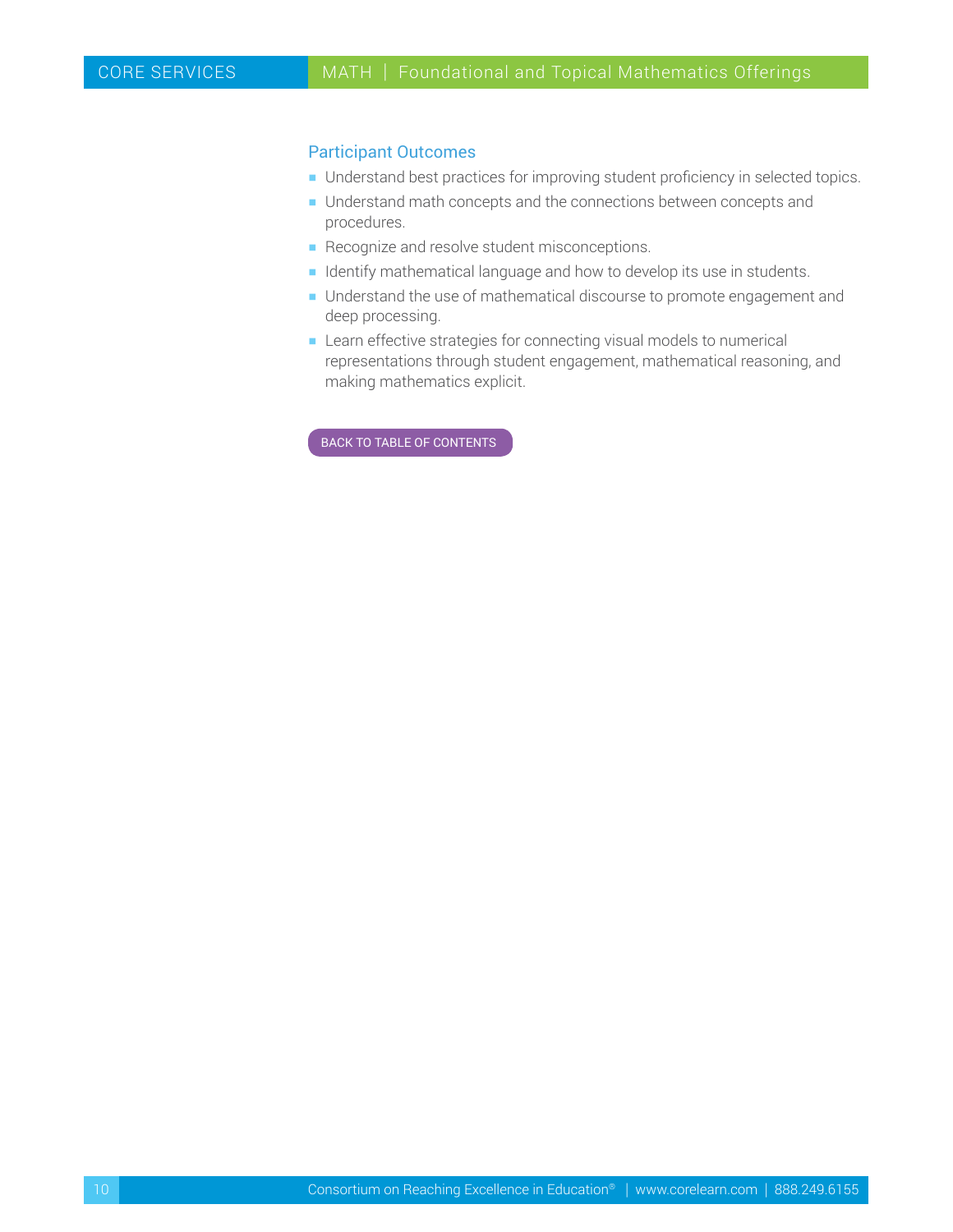## Participant Outcomes

- Understand best practices for improving student proficiency in selected topics.
- Understand math concepts and the connections between concepts and procedures.
- Recognize and resolve student misconceptions.
- Identify mathematical language and how to develop its use in students.
- Understand the use of mathematical discourse to promote engagement and deep processing.
- Learn effective strategies for connecting visual models to numerical representations through student engagement, mathematical reasoning, and making mathematics explicit.

BACK TO TABLE OF CONTENTS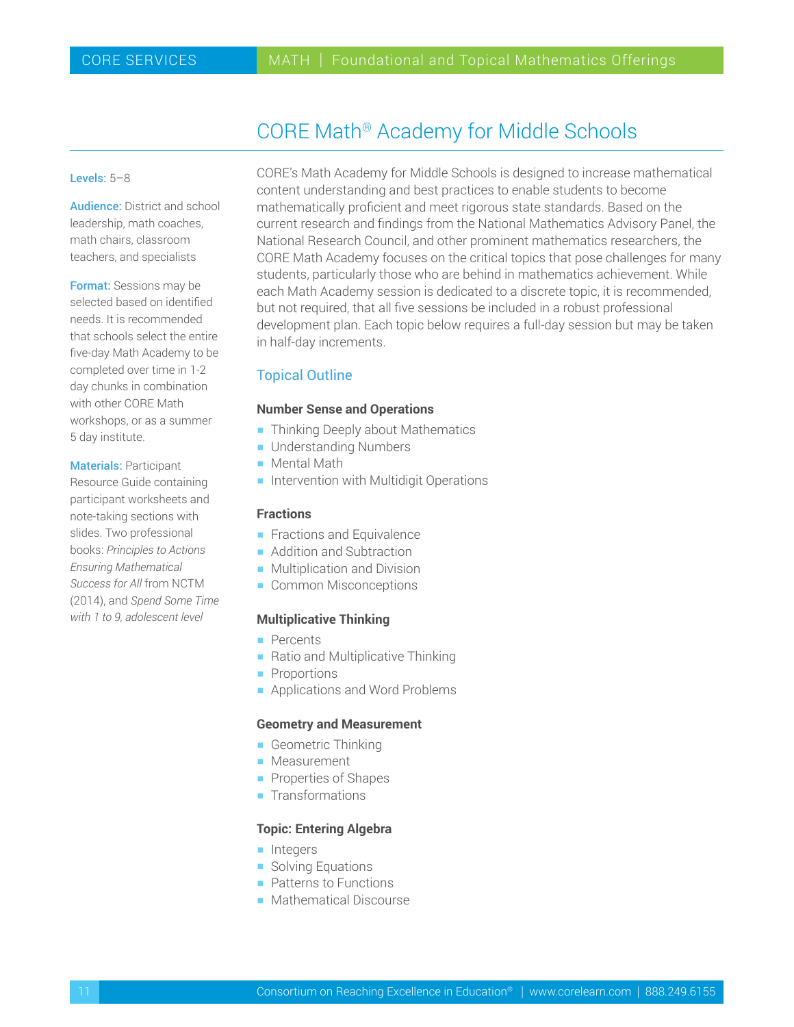# CORE Math® Academy for Middle Schools

**Levels:** 5–8

**Audience:** District and school leadership, math coaches, math chairs, classroom teachers, and specialists

**Format:** Sessions may be selected based on identified needs. It is recommended that schools select the entire five-day Math Academy to be completed over time in 1-2 day chunks in combination with other CORE Math workshops, or as a summer 5 day institute.

**Materials:** Participant Resource Guide containing participant worksheets and note-taking sections with slides. Two professional books: *Principles to Actions Ensuring Mathematical Success for All* from NCTM (2014), and *Spend Some Time with 1 to 9, adolescent level*

CORE's Math Academy for Middle Schools is designed to increase mathematical content understanding and best practices to enable students to become mathematically proficient and meet rigorous state standards. Based on the current research and findings from the National Mathematics Advisory Panel, the National Research Council, and other prominent mathematics researchers, the CORE Math Academy focuses on the critical topics that pose challenges for many students, particularly those who are behind in mathematics achievement. While each Math Academy session is dedicated to a discrete topic, it is recommended, but not required, that all five sessions be included in a robust professional development plan. Each topic below requires a full-day session but may be taken in half-day increments.

## Topical Outline

### Number Sense and Operations

- Thinking Deeply about Mathematics
- Understanding Numbers
- Mental Math
- Intervention with Multidigit Operations

### Fractions

- Fractions and Equivalence
- Addition and Subtraction
- Multiplication and Division
- Common Misconceptions

### Multiplicative Thinking

- Percents
- Ratio and Multiplicative Thinking
- Proportions
- Applications and Word Problems

### Geometry and Measurement

- Geometric Thinking
- Measurement
- Properties of Shapes
- Transformations

### Topic: Entering Algebra

- Integers
- Solving Equations
- Patterns to Functions
- Mathematical Discourse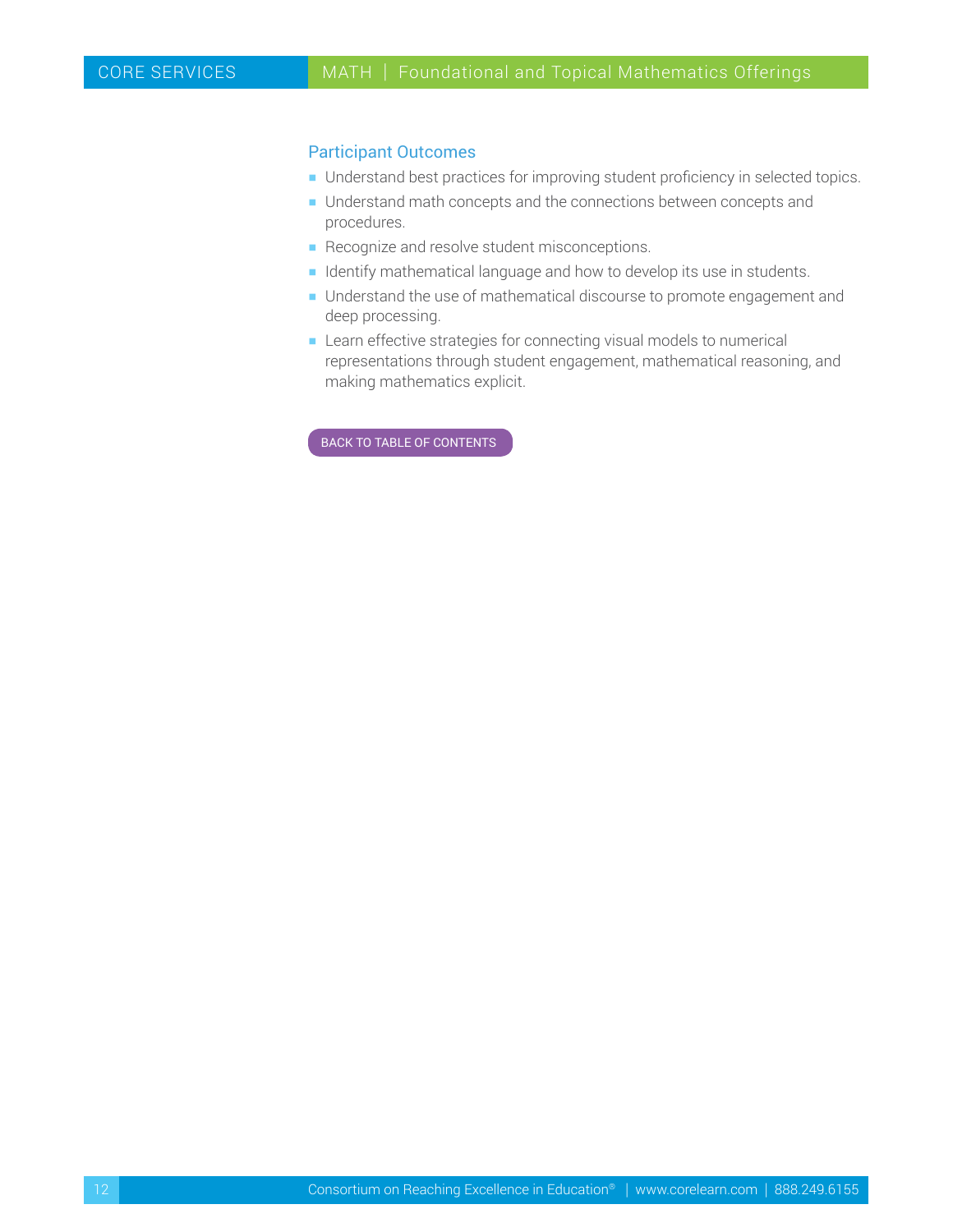### Participant Outcomes

- Understand best practices for improving student proficiency in selected topics.
- Understand math concepts and the connections between concepts and procedures.
- Recognize and resolve student misconceptions.
- Identify mathematical language and how to develop its use in students.
- Understand the use of mathematical discourse to promote engagement and deep processing.
- Learn effective strategies for connecting visual models to numerical representations through student engagement, mathematical reasoning, and making mathematics explicit.

BACK TO TABLE OF CONTENTS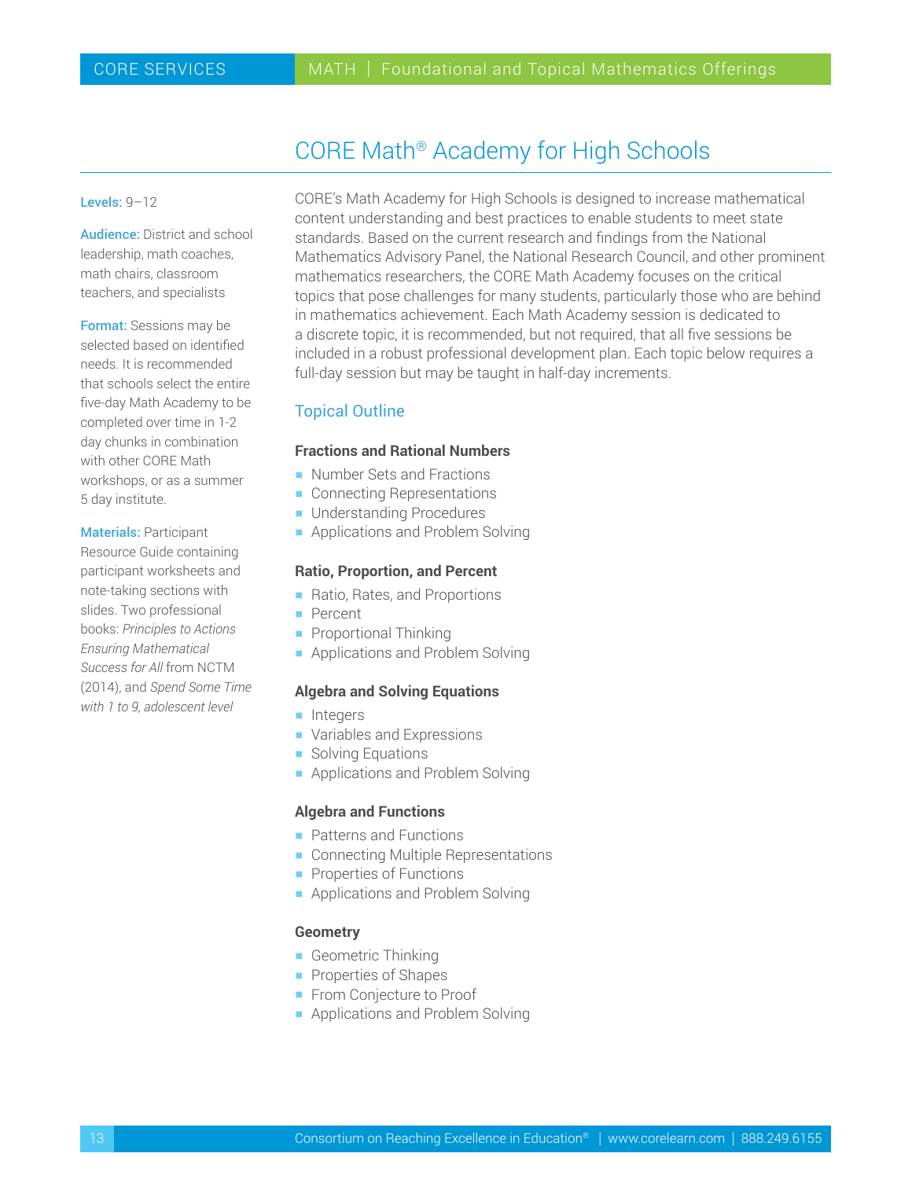# CORE Math® Academy for High Schools

**Levels:** 9–12

**Audience:** District and school leadership, math coaches, math chairs, classroom teachers, and specialists

**Format:** Sessions may be selected based on identified needs. It is recommended that schools select the entire five-day Math Academy to be completed over time in 1-2 day chunks in combination with other CORE Math workshops, or as a summer 5 day institute.

**Materials:** Participant Resource Guide containing participant worksheets and note-taking sections with slides. Two professional books: *Principles to Actions Ensuring Mathematical Success for All* from NCTM (2014), and *Spend Some Time with 1 to 9, adolescent level*

CORE's Math Academy for High Schools is designed to increase mathematical content understanding and best practices to enable students to meet state standards. Based on the current research and findings from the National Mathematics Advisory Panel, the National Research Council, and other prominent mathematics researchers, the CORE Math Academy focuses on the critical topics that pose challenges for many students, particularly those who are behind in mathematics achievement. Each Math Academy session is dedicated to a discrete topic, it is recommended, but not required, that all five sessions be included in a robust professional development plan. Each topic below requires a full-day session but may be taught in half-day increments.

## Topical Outline

### Fractions and Rational Numbers

- Number Sets and Fractions
- Connecting Representations
- Understanding Procedures
- Applications and Problem Solving

### Ratio, Proportion, and Percent

- Ratio, Rates, and Proportions
- Percent
- Proportional Thinking
- Applications and Problem Solving

### Algebra and Solving Equations

- Integers
- Variables and Expressions
- Solving Equations
- Applications and Problem Solving

### Algebra and Functions

- Patterns and Functions
- Connecting Multiple Representations
- Properties of Functions
- Applications and Problem Solving

### Geometry

- Geometric Thinking
- Properties of Shapes
- From Conjecture to Proof
- Applications and Problem Solving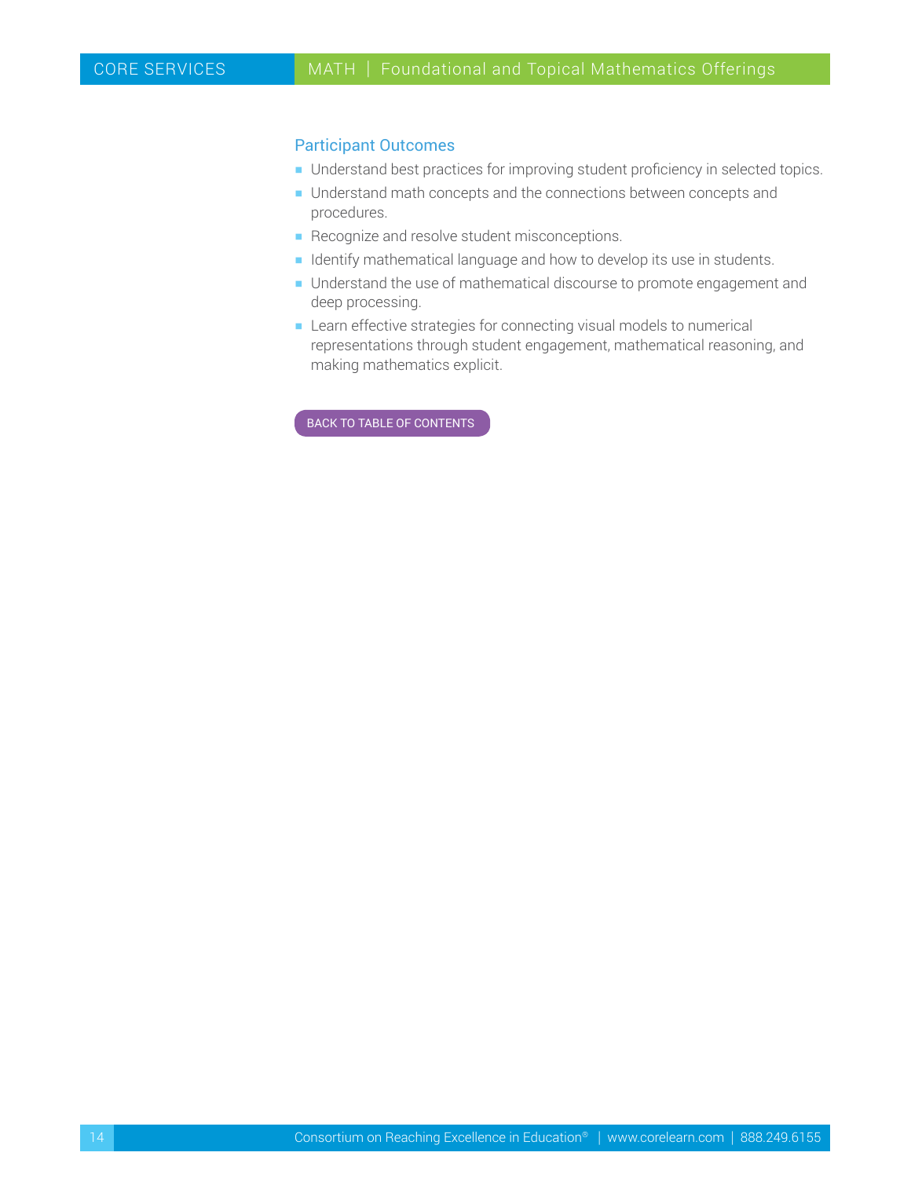## Participant Outcomes

- Understand best practices for improving student proficiency in selected topics.
- Understand math concepts and the connections between concepts and procedures.
- Recognize and resolve student misconceptions.
- Identify mathematical language and how to develop its use in students.
- Understand the use of mathematical discourse to promote engagement and deep processing.
- Learn effective strategies for connecting visual models to numerical representations through student engagement, mathematical reasoning, and making mathematics explicit.

BACK TO TABLE OF CONTENTS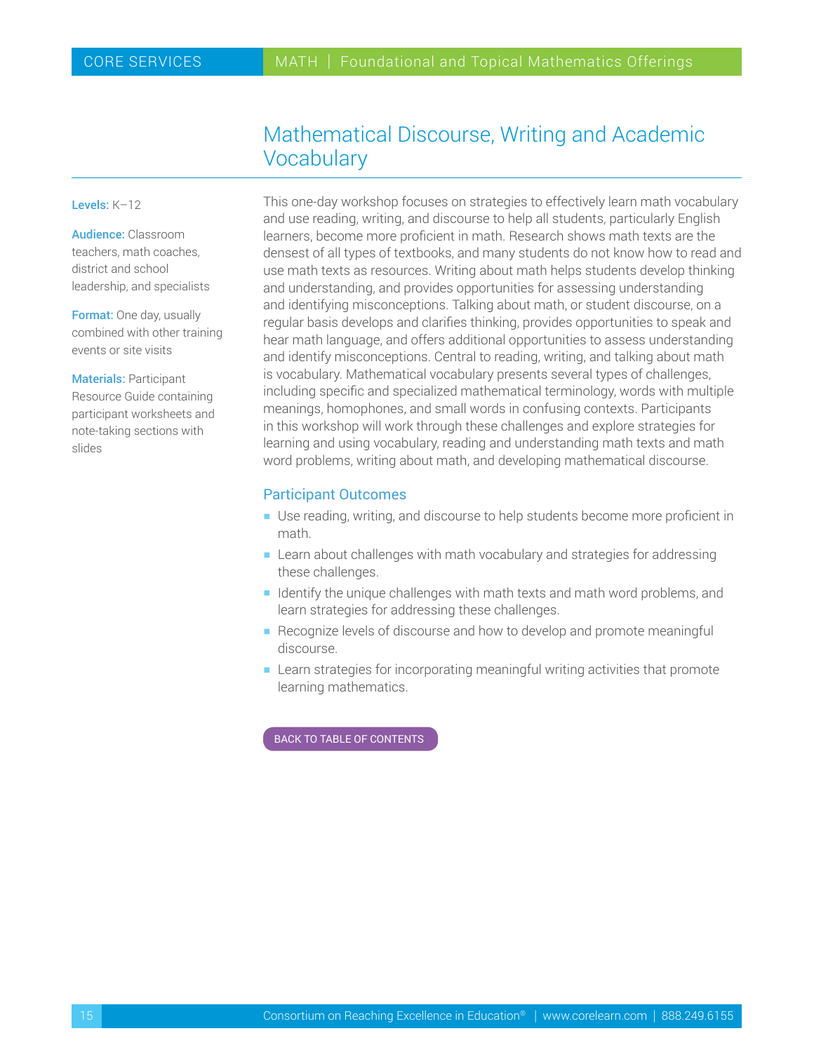# Mathematical Discourse, Writing and Academic Vocabulary

**Levels:** K–12

**Audience:** Classroom teachers, math coaches, district and school leadership, and specialists

**Format:** One day, usually combined with other training events or site visits

**Materials:** Participant Resource Guide containing participant worksheets and note-taking sections with slides

This one-day workshop focuses on strategies to effectively learn math vocabulary and use reading, writing, and discourse to help all students, particularly English learners, become more proficient in math. Research shows math texts are the densest of all types of textbooks, and many students do not know how to read and use math texts as resources. Writing about math helps students develop thinking and understanding, and provides opportunities for assessing understanding and identifying misconceptions. Talking about math, or student discourse, on a regular basis develops and clarifies thinking, provides opportunities to speak and hear math language, and offers additional opportunities to assess understanding and identify misconceptions. Central to reading, writing, and talking about math is vocabulary. Mathematical vocabulary presents several types of challenges, including specific and specialized mathematical terminology, words with multiple meanings, homophones, and small words in confusing contexts. Participants in this workshop will work through these challenges and explore strategies for learning and using vocabulary, reading and understanding math texts and math word problems, writing about math, and developing mathematical discourse.

## Participant Outcomes

- Use reading, writing, and discourse to help students become more proficient in math.
- Learn about challenges with math vocabulary and strategies for addressing these challenges.
- Identify the unique challenges with math texts and math word problems, and learn strategies for addressing these challenges.
- Recognize levels of discourse and how to develop and promote meaningful discourse.
- Learn strategies for incorporating meaningful writing activities that promote learning mathematics.

BACK TO TABLE OF CONTENTS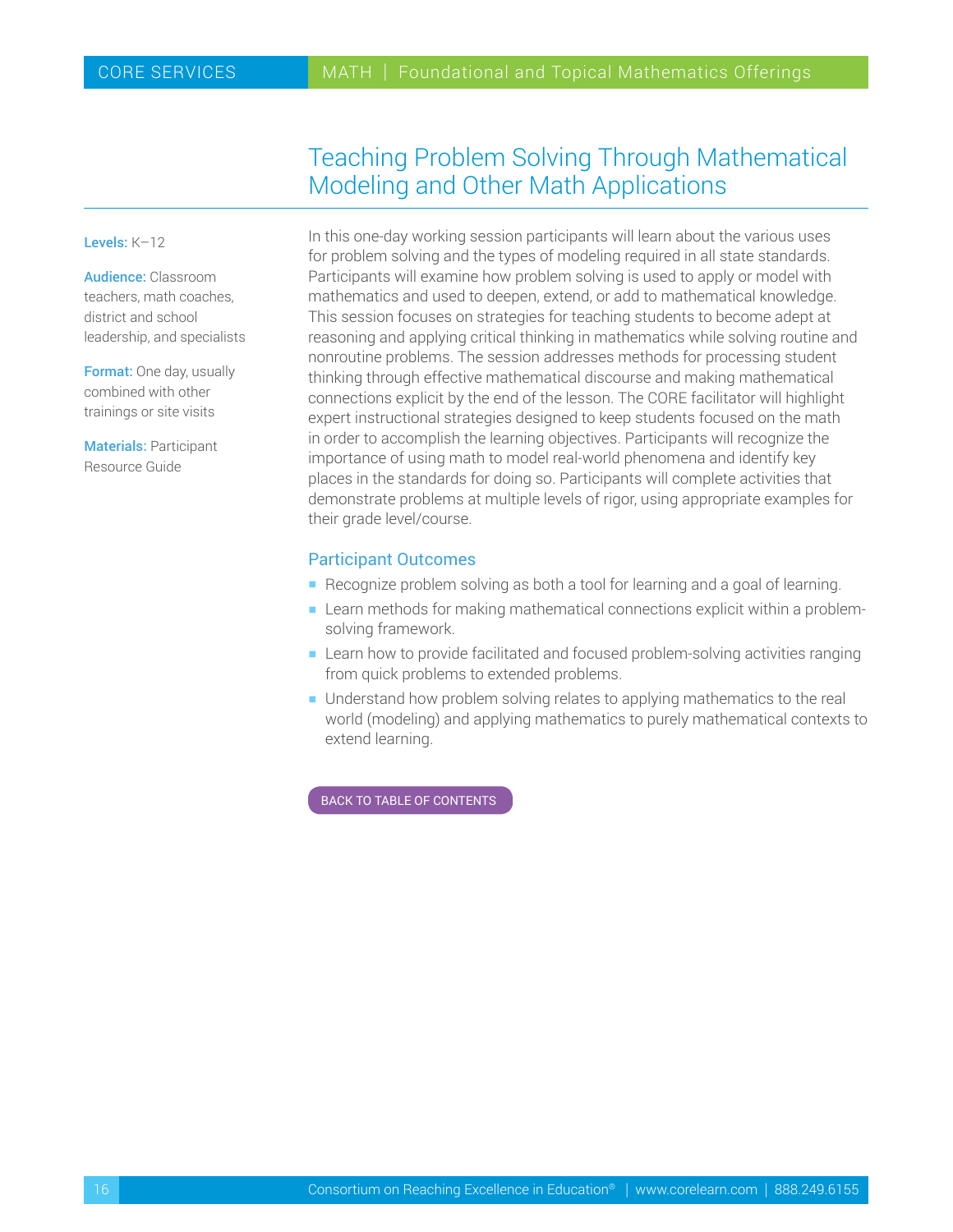# Teaching Problem Solving Through Mathematical Modeling and Other Math Applications

**Levels:** K–12

**Audience:** Classroom teachers, math coaches, district and school leadership, and specialists

**Format:** One day, usually combined with other trainings or site visits

**Materials:** Participant Resource Guide

In this one-day working session participants will learn about the various uses for problem solving and the types of modeling required in all state standards. Participants will examine how problem solving is used to apply or model with mathematics and used to deepen, extend, or add to mathematical knowledge. This session focuses on strategies for teaching students to become adept at reasoning and applying critical thinking in mathematics while solving routine and nonroutine problems. The session addresses methods for processing student thinking through effective mathematical discourse and making mathematical connections explicit by the end of the lesson. The CORE facilitator will highlight expert instructional strategies designed to keep students focused on the math in order to accomplish the learning objectives. Participants will recognize the importance of using math to model real-world phenomena and identify key places in the standards for doing so. Participants will complete activities that demonstrate problems at multiple levels of rigor, using appropriate examples for their grade level/course.

## Participant Outcomes

- Recognize problem solving as both a tool for learning and a goal of learning.
- Learn methods for making mathematical connections explicit within a problem-solving framework.
- Learn how to provide facilitated and focused problem-solving activities ranging from quick problems to extended problems.
- Understand how problem solving relates to applying mathematics to the real world (modeling) and applying mathematics to purely mathematical contexts to extend learning.

BACK TO TABLE OF CONTENTS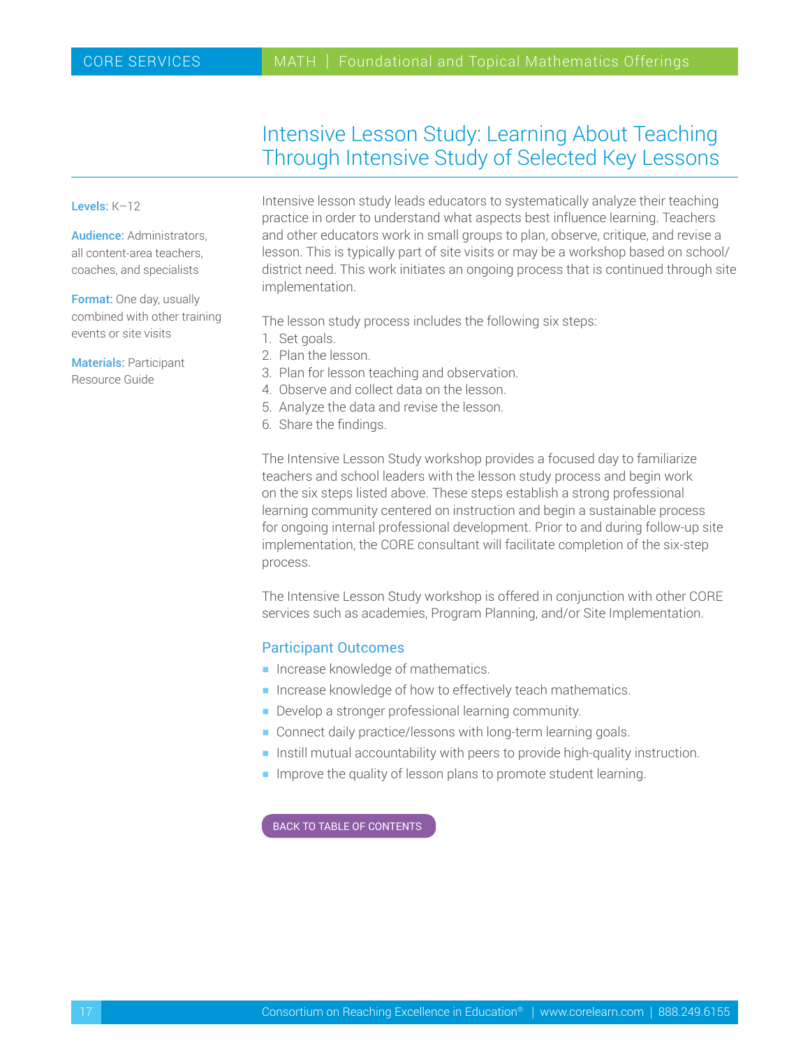# Intensive Lesson Study: Learning About Teaching Through Intensive Study of Selected Key Lessons

**Levels:** K–12

**Audience:** Administrators, all content-area teachers, coaches, and specialists

**Format:** One day, usually combined with other training events or site visits

**Materials:** Participant Resource Guide

Intensive lesson study leads educators to systematically analyze their teaching practice in order to understand what aspects best influence learning. Teachers and other educators work in small groups to plan, observe, critique, and revise a lesson. This is typically part of site visits or may be a workshop based on school/district need. This work initiates an ongoing process that is continued through site implementation.

The lesson study process includes the following six steps:

1. Set goals.
2. Plan the lesson.
3. Plan for lesson teaching and observation.
4. Observe and collect data on the lesson.
5. Analyze the data and revise the lesson.
6. Share the findings.

The Intensive Lesson Study workshop provides a focused day to familiarize teachers and school leaders with the lesson study process and begin work on the six steps listed above. These steps establish a strong professional learning community centered on instruction and begin a sustainable process for ongoing internal professional development. Prior to and during follow-up site implementation, the CORE consultant will facilitate completion of the six-step process.

The Intensive Lesson Study workshop is offered in conjunction with other CORE services such as academies, Program Planning, and/or Site Implementation.

## Participant Outcomes

- Increase knowledge of mathematics.
- Increase knowledge of how to effectively teach mathematics.
- Develop a stronger professional learning community.
- Connect daily practice/lessons with long-term learning goals.
- Instill mutual accountability with peers to provide high-quality instruction.
- Improve the quality of lesson plans to promote student learning.

BACK TO TABLE OF CONTENTS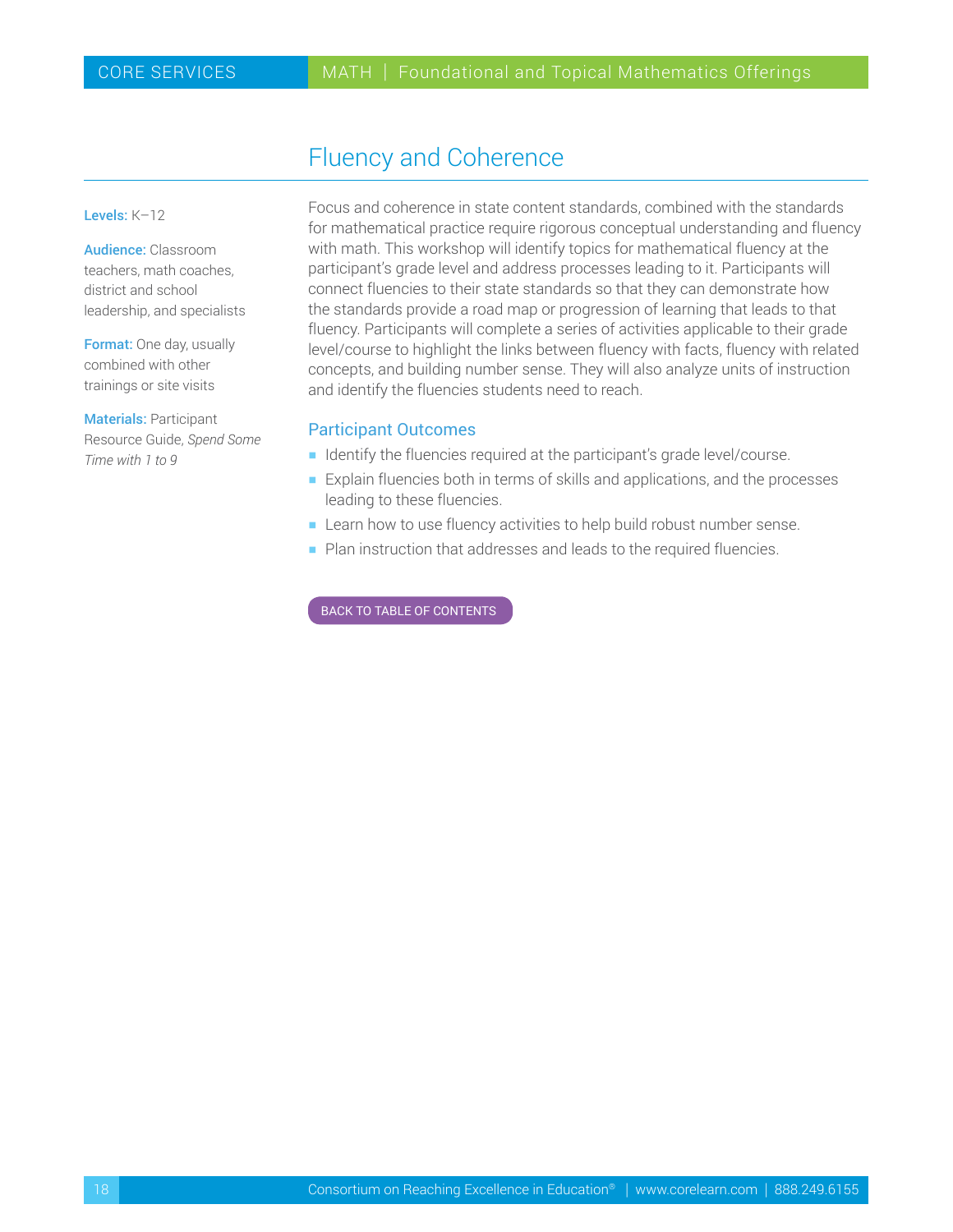# Fluency and Coherence

**Levels:** K–12

**Audience:** Classroom teachers, math coaches, district and school leadership, and specialists

**Format:** One day, usually combined with other trainings or site visits

**Materials:** Participant Resource Guide, *Spend Some Time with 1 to 9*

Focus and coherence in state content standards, combined with the standards for mathematical practice require rigorous conceptual understanding and fluency with math. This workshop will identify topics for mathematical fluency at the participant's grade level and address processes leading to it. Participants will connect fluencies to their state standards so that they can demonstrate how the standards provide a road map or progression of learning that leads to that fluency. Participants will complete a series of activities applicable to their grade level/course to highlight the links between fluency with facts, fluency with related concepts, and building number sense. They will also analyze units of instruction and identify the fluencies students need to reach.

## Participant Outcomes

- Identify the fluencies required at the participant's grade level/course.
- Explain fluencies both in terms of skills and applications, and the processes leading to these fluencies.
- Learn how to use fluency activities to help build robust number sense.
- Plan instruction that addresses and leads to the required fluencies.

BACK TO TABLE OF CONTENTS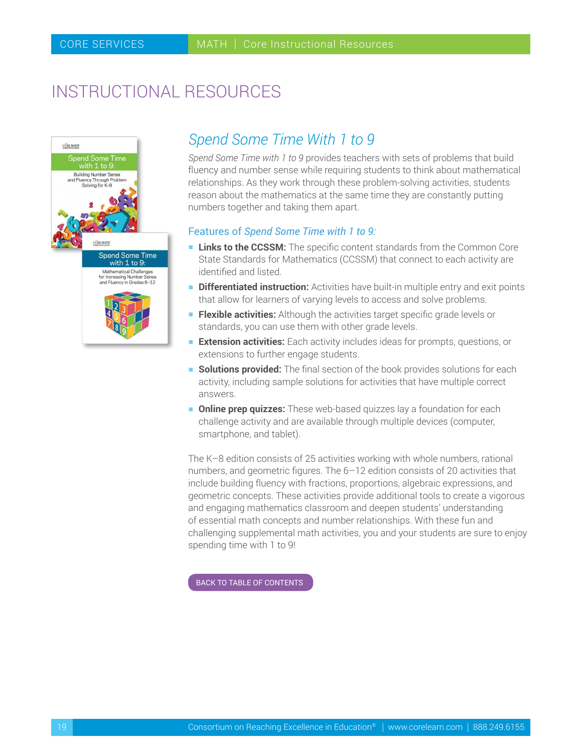# INSTRUCTIONAL RESOURCES

## *Spend Some Time With 1 to 9*

*Spend Some Time with 1 to 9* provides teachers with sets of problems that build fluency and number sense while requiring students to think about mathematical relationships. As they work through these problem-solving activities, students reason about the mathematics at the same time they are constantly putting numbers together and taking them apart.

### Features of *Spend Some Time with 1 to 9:*

- **Links to the CCSSM:** The specific content standards from the Common Core State Standards for Mathematics (CCSSM) that connect to each activity are identified and listed.
- **Differentiated instruction:** Activities have built-in multiple entry and exit points that allow for learners of varying levels to access and solve problems.
- **Flexible activities:** Although the activities target specific grade levels or standards, you can use them with other grade levels.
- **Extension activities:** Each activity includes ideas for prompts, questions, or extensions to further engage students.
- **Solutions provided:** The final section of the book provides solutions for each activity, including sample solutions for activities that have multiple correct answers.
- **Online prep quizzes:** These web-based quizzes lay a foundation for each challenge activity and are available through multiple devices (computer, smartphone, and tablet).

The K–8 edition consists of 25 activities working with whole numbers, rational numbers, and geometric figures. The 6–12 edition consists of 20 activities that include building fluency with fractions, proportions, algebraic expressions, and geometric concepts. These activities provide additional tools to create a vigorous and engaging mathematics classroom and deepen students' understanding of essential math concepts and number relationships. With these fun and challenging supplemental math activities, you and your students are sure to enjoy spending time with 1 to 9!

BACK TO TABLE OF CONTENTS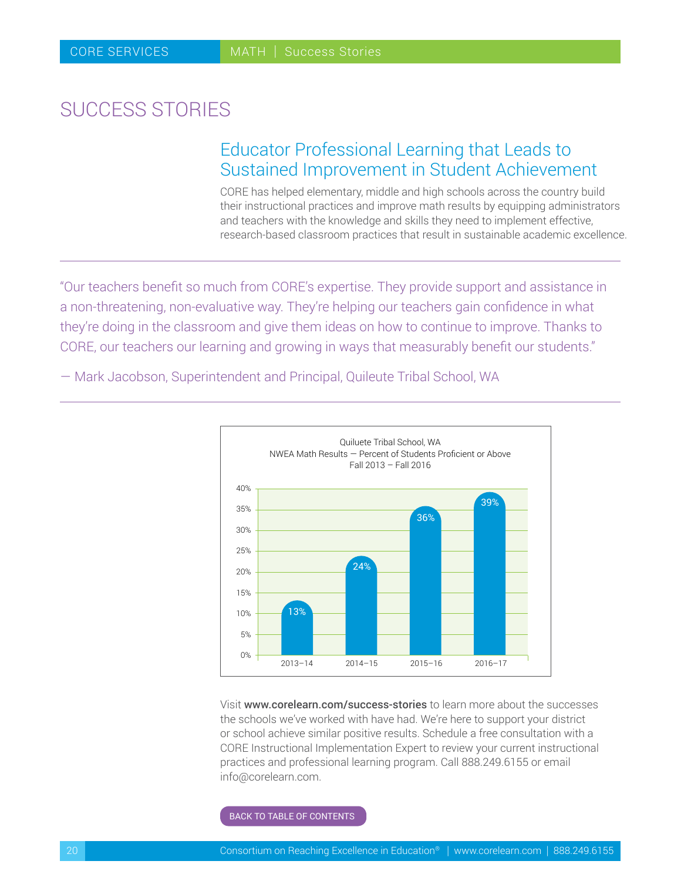# SUCCESS STORIES

## Educator Professional Learning that Leads to Sustained Improvement in Student Achievement

CORE has helped elementary, middle and high schools across the country build their instructional practices and improve math results by equipping administrators and teachers with the knowledge and skills they need to implement effective, research-based classroom practices that result in sustainable academic excellence.

---

"Our teachers benefit so much from CORE's expertise. They provide support and assistance in a non-threatening, non-evaluative way. They're helping our teachers gain confidence in what they're doing in the classroom and give them ideas on how to continue to improve. Thanks to CORE, our teachers our learning and growing in ways that measurably benefit our students."

— Mark Jacobson, Superintendent and Principal, Quileute Tribal School, WA

---

Quiluete Tribal School, WA
NWEA Math Results — Percent of Students Proficient or Above
Fall 2013 – Fall 2016

40%
35%
30%
25%
20%
15%
10%
5%
0%

13%
24%
36%
39%

2013–14
2014–15
2015–16
2016–17

Visit **www.corelearn.com/success-stories** to learn more about the successes the schools we've worked with have had. We're here to support your district or school achieve similar positive results. Schedule a free consultation with a CORE Instructional Implementation Expert to review your current instructional practices and professional learning program. Call 888.249.6155 or email info@corelearn.com.

BACK TO TABLE OF CONTENTS